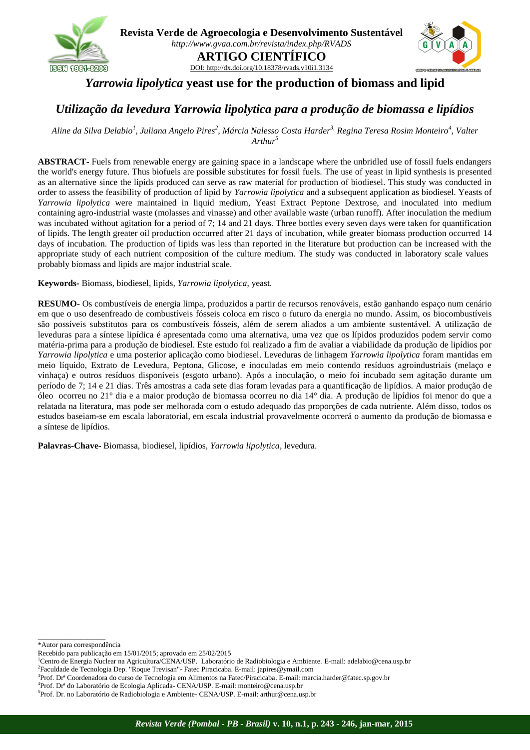# *Yarrowia lipolytica* yeast use for the production of biomass and lipid

## *Utilização da levedura Yarrowia lipolytica para a produção de biomassa e lipídios*

*Aline da Silva Delabio[1], Juliana Angelo Pires[2], Márcia Nalesso Costa Harder[3], Regina Teresa Rosim Monteiro[4], Valter Arthur[5]*

**ABSTRACT-** Fuels from renewable energy are gaining space in a landscape where the unbridled use of fossil fuels endangers the world's energy future. Thus biofuels are possible substitutes for fossil fuels. The use of yeast in lipid synthesis is presented as an alternative since the lipids produced can serve as raw material for production of biodiesel. This study was conducted in order to assess the feasibility of production of lipid by *Yarrowia lipolytica* and a subsequent application as biodiesel. Yeasts of *Yarrowia lipolytica* were maintained in liquid medium, Yeast Extract Peptone Dextrose, and inoculated into medium containing agro-industrial waste (molasses and vinasse) and other available waste (urban runoff). After inoculation the medium was incubated without agitation for a period of 7; 14 and 21 days. Three bottles every seven days were taken for quantification of lipids. The length greater oil production occurred after 21 days of incubation, while greater biomass production occurred 14 days of incubation. The production of lipids was less than reported in the literature but production can be increased with the appropriate study of each nutrient composition of the culture medium. The study was conducted in laboratory scale values probably biomass and lipids are major industrial scale.

**Keywords-** Biomass, biodiesel, lipids, *Yarrowia lipolytica*, yeast.

**RESUMO-** Os combustíveis de energia limpa, produzidos a partir de recursos renováveis, estão ganhando espaço num cenário em que o uso desenfreado de combustíveis fósseis coloca em risco o futuro da energia no mundo. Assim, os biocombustíveis são possíveis substitutos para os combustíveis fósseis, além de serem aliados a um ambiente sustentável. A utilização de leveduras para a síntese lipídica é apresentada como uma alternativa, uma vez que os lípidos produzidos podem servir como matéria-prima para a produção de biodiesel. Este estudo foi realizado a fim de avaliar a viabilidade da produção de lipídios por *Yarrowia lipolytica* e uma posterior aplicação como biodiesel. Leveduras de linhagem *Yarrowia lipolytica* foram mantidas em meio líquido, Extrato de Levedura, Peptona, Glicose, e inoculadas em meio contendo resíduos agroindustriais (melaço e vinhaça) e outros resíduos disponíveis (esgoto urbano). Após a inoculação, o meio foi incubado sem agitação durante um período de 7; 14 e 21 dias. Três amostras a cada sete dias foram levadas para a quantificação de lipídios. A maior produção de óleo ocorreu no 21° dia e a maior produção de biomassa ocorreu no dia 14° dia. A produção de lipídios foi menor do que a relatada na literatura, mas pode ser melhorada com o estudo adequado das proporções de cada nutriente. Além disso, todos os estudos baseiam-se em escala laboratorial, em escala industrial provavelmente ocorrerá o aumento da produção de biomassa e a síntese de lipídios.

**Palavras-Chave-** Biomassa, biodiesel, lipídios, *Yarrowia lipolytica*, levedura.

---

*Autor para correspondência

Recebido para publicação em 15/01/2015; aprovado em 25/02/2015

[1]Centro de Energia Nuclear na Agricultura/CENA/USP. Laboratório de Radiobiologia e Ambiente. E-mail: adelabio@cena.usp.br

[2]Faculdade de Tecnologia Dep. "Roque Trevisan"- Fatec Piracicaba. E-mail: japires@ymail.com

[3]Prof. Drª Coordenadora do curso de Tecnologia em Alimentos na Fatec/Piracicaba. E-mail: marcia.harder@fatec.sp.gov.br

[4]Prof. Drª do Laboratório de Ecologia Aplicada- CENA/USP. E-mail: monteiro@cena.usp.br

[5]Prof. Dr. no Laboratório de Radiobiologia e Ambiente- CENA/USP. E-mail: arthur@cena.usp.br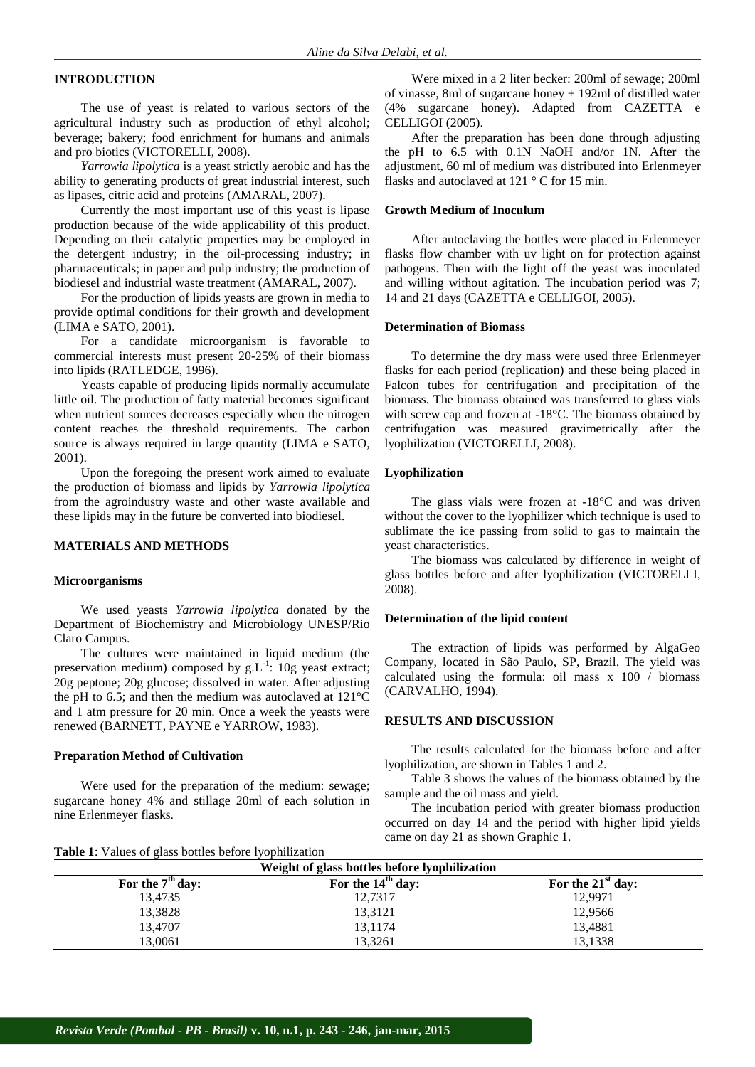## INTRODUCTION

The use of yeast is related to various sectors of the agricultural industry such as production of ethyl alcohol; beverage; bakery; food enrichment for humans and animals and pro biotics (VICTORELLI, 2008).

*Yarrowia lipolytica* is a yeast strictly aerobic and has the ability to generating products of great industrial interest, such as lipases, citric acid and proteins (AMARAL, 2007).

Currently the most important use of this yeast is lipase production because of the wide applicability of this product. Depending on their catalytic properties may be employed in the detergent industry; in the oil-processing industry; in pharmaceuticals; in paper and pulp industry; the production of biodiesel and industrial waste treatment (AMARAL, 2007).

For the production of lipids yeasts are grown in media to provide optimal conditions for their growth and development (LIMA e SATO, 2001).

For a candidate microorganism is favorable to commercial interests must present 20-25% of their biomass into lipids (RATLEDGE, 1996).

Yeasts capable of producing lipids normally accumulate little oil. The production of fatty material becomes significant when nutrient sources decreases especially when the nitrogen content reaches the threshold requirements. The carbon source is always required in large quantity (LIMA e SATO, 2001).

Upon the foregoing the present work aimed to evaluate the production of biomass and lipids by *Yarrowia lipolytica* from the agroindustry waste and other waste available and these lipids may in the future be converted into biodiesel.

## MATERIALS AND METHODS

### Microorganisms

We used yeasts *Yarrowia lipolytica* donated by the Department of Biochemistry and Microbiology UNESP/Rio Claro Campus.

The cultures were maintained in liquid medium (the preservation medium) composed by $g.L^{-1}$: 10g yeast extract; 20g peptone; 20g glucose; dissolved in water. After adjusting the pH to 6.5; and then the medium was autoclaved at 121°C and 1 atm pressure for 20 min. Once a week the yeasts were renewed (BARNETT, PAYNE e YARROW, 1983).

### Preparation Method of Cultivation

Were used for the preparation of the medium: sewage; sugarcane honey 4% and stillage 20ml of each solution in nine Erlenmeyer flasks.

Were mixed in a 2 liter becker: 200ml of sewage; 200ml of vinasse, 8ml of sugarcane honey + 192ml of distilled water (4% sugarcane honey). Adapted from CAZETTA e CELLIGOI (2005).

After the preparation has been done through adjusting the pH to 6.5 with 0.1N NaOH and/or 1N. After the adjustment, 60 ml of medium was distributed into Erlenmeyer flasks and autoclaved at 121 ° C for 15 min.

### Growth Medium of Inoculum

After autoclaving the bottles were placed in Erlenmeyer flasks flow chamber with uv light on for protection against pathogens. Then with the light off the yeast was inoculated and willing without agitation. The incubation period was 7; 14 and 21 days (CAZETTA e CELLIGOI, 2005).

### Determination of Biomass

To determine the dry mass were used three Erlenmeyer flasks for each period (replication) and these being placed in Falcon tubes for centrifugation and precipitation of the biomass. The biomass obtained was transferred to glass vials with screw cap and frozen at -18°C. The biomass obtained by centrifugation was measured gravimetrically after the lyophilization (VICTORELLI, 2008).

### Lyophilization

The glass vials were frozen at -18°C and was driven without the cover to the lyophilizer which technique is used to sublimate the ice passing from solid to gas to maintain the yeast characteristics.

The biomass was calculated by difference in weight of glass bottles before and after lyophilization (VICTORELLI, 2008).

### Determination of the lipid content

The extraction of lipids was performed by AlgaGeo Company, located in São Paulo, SP, Brazil. The yield was calculated using the formula: oil mass x 100 / biomass (CARVALHO, 1994).

## RESULTS AND DISCUSSION

The results calculated for the biomass before and after lyophilization, are shown in Tables 1 and 2.

Table 3 shows the values of the biomass obtained by the sample and the oil mass and yield.

The incubation period with greater biomass production occurred on day 14 and the period with higher lipid yields came on day 21 as shown Graphic 1.

**Table 1**: Values of glass bottles before lyophilization

| Weight of glass bottles before lyophilization | | |
|---|---|---|
| For the 7th day: | For the 14th day: | For the 21st day: |
| 13,4735 | 12,7317 | 12,9971 |
| 13,3828 | 13,3121 | 12,9566 |
| 13,4707 | 13,1174 | 13,4881 |
| 13,0061 | 13,3261 | 13,1338 |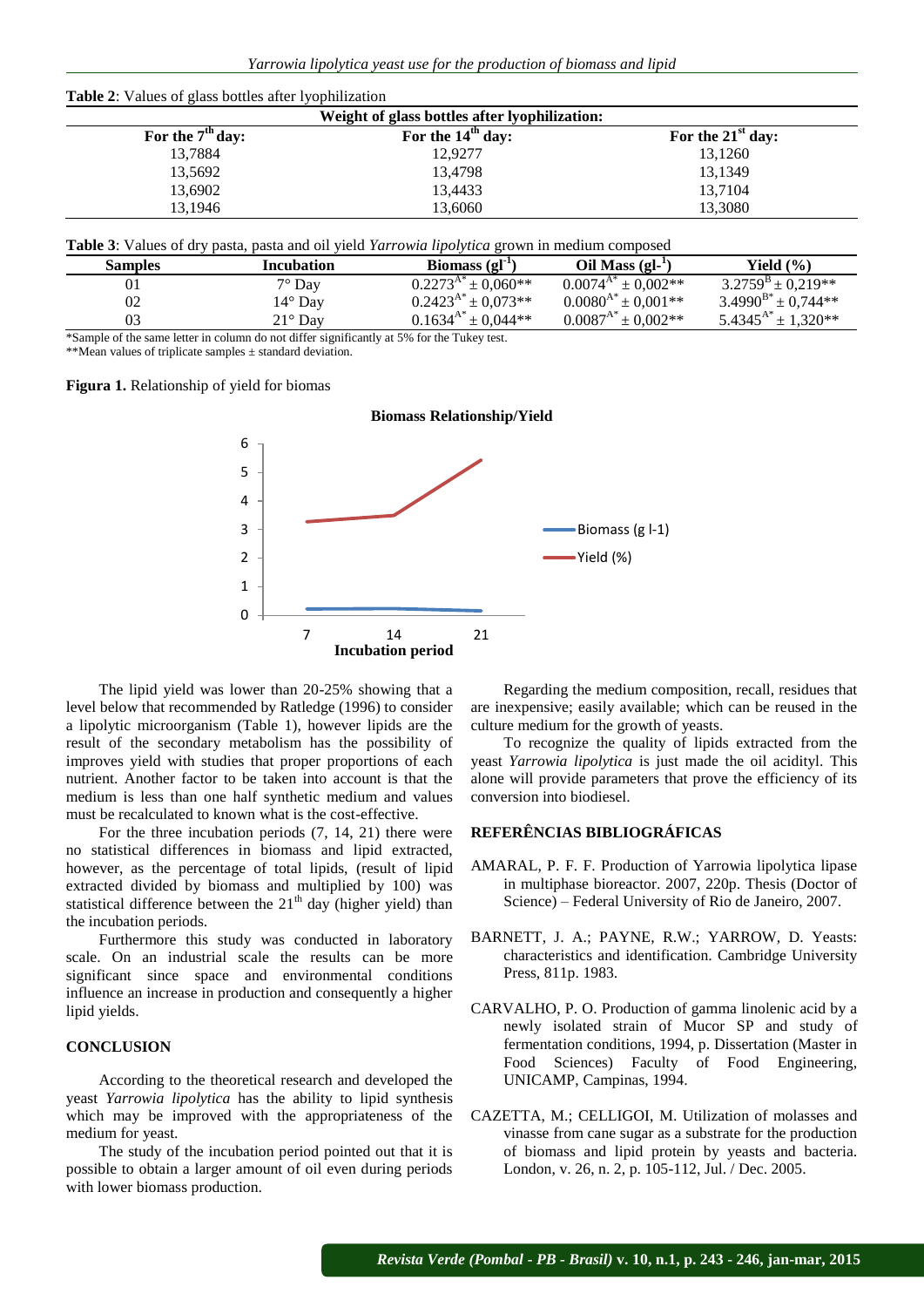**Table 2**: Values of glass bottles after lyophilization

| Weight of glass bottles after lyophilization: | | |
|---|---|---|
| For the 7th day: | For the 14th day: | For the 21st day: |
| 13,7884 | 12,9277 | 13,1260 |
| 13,5692 | 13,4798 | 13,1349 |
| 13,6902 | 13,4433 | 13,7104 |
| 13,1946 | 13,6060 | 13,3080 |

**Table 3**: Values of dry pasta, pasta and oil yield *Yarrowia lipolytica* grown in medium composed

| Samples | Incubation | Biomass ($gl^{-1}$) | Oil Mass ($gl^{-1}$) | Yield (%) |
|---|---|---|---|---|
| 01 | 7° Day | $0.2273^{A*} \pm 0{,}060$** | $0.0074^{A*} \pm 0{,}002$** | $3.2759^{B} \pm 0{,}219$** |
| 02 | 14° Day | $0.2423^{A*} \pm 0{,}073$** | $0.0080^{A*} \pm 0{,}001$** | $3.4990^{B*} \pm 0{,}744$** |
| 03 | 21° Day | $0.1634^{A*} \pm 0{,}044$** | $0.0087^{A*} \pm 0{,}002$** | $5.4345^{A*} \pm 1{,}320$** |

*Sample of the same letter in column do not differ significantly at 5% for the Tukey test.
**Mean values of triplicate samples ± standard deviation.

**Figura 1.** Relationship of yield for biomas

The lipid yield was lower than 20-25% showing that a level below that recommended by Ratledge (1996) to consider a lipolytic microorganism (Table 1), however lipids are the result of the secondary metabolism has the possibility of improves yield with studies that proper proportions of each nutrient. Another factor to be taken into account is that the medium is less than one half synthetic medium and values must be recalculated to known what is the cost-effective.

For the three incubation periods (7, 14, 21) there were no statistical differences in biomass and lipid extracted, however, as the percentage of total lipids, (result of lipid extracted divided by biomass and multiplied by 100) was statistical difference between the 21th day (higher yield) than the incubation periods.

Furthermore this study was conducted in laboratory scale. On an industrial scale the results can be more significant since space and environmental conditions influence an increase in production and consequently a higher lipid yields.

## CONCLUSION

According to the theoretical research and developed the yeast *Yarrowia lipolytica* has the ability to lipid synthesis which may be improved with the appropriateness of the medium for yeast.

The study of the incubation period pointed out that it is possible to obtain a larger amount of oil even during periods with lower biomass production.

Regarding the medium composition, recall, residues that are inexpensive; easily available; which can be reused in the culture medium for the growth of yeasts.

To recognize the quality of lipids extracted from the yeast *Yarrowia lipolytica* is just made the oil acidityl. This alone will provide parameters that prove the efficiency of its conversion into biodiesel.

## REFERÊNCIAS BIBLIOGRÁFICAS

AMARAL, P. F. F. Production of Yarrowia lipolytica lipase in multiphase bioreactor. 2007, 220p. Thesis (Doctor of Science) – Federal University of Rio de Janeiro, 2007.

BARNETT, J. A.; PAYNE, R.W.; YARROW, D. Yeasts: characteristics and identification. Cambridge University Press, 811p. 1983.

CARVALHO, P. O. Production of gamma linolenic acid by a newly isolated strain of Mucor SP and study of fermentation conditions, 1994, p. Dissertation (Master in Food Sciences) Faculty of Food Engineering, UNICAMP, Campinas, 1994.

CAZETTA, M.; CELLIGOI, M. Utilization of molasses and vinasse from cane sugar as a substrate for the production of biomass and lipid protein by yeasts and bacteria. London, v. 26, n. 2, p. 105-112, Jul. / Dec. 2005.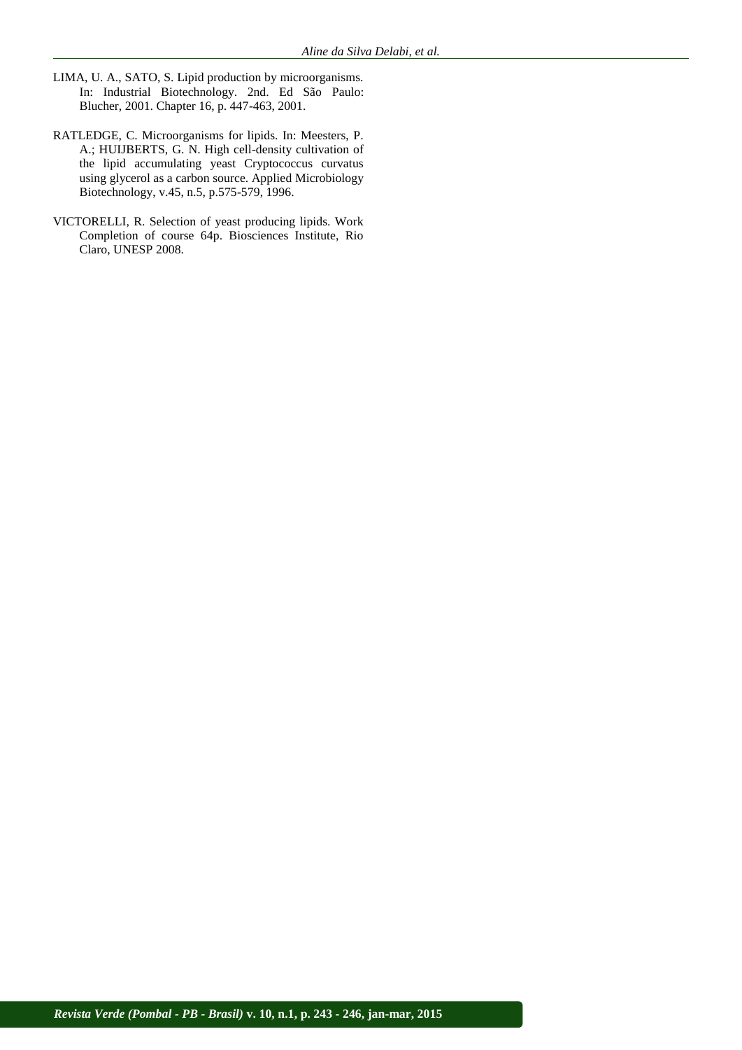LIMA, U. A., SATO, S. Lipid production by microorganisms. In: Industrial Biotechnology. 2nd. Ed São Paulo: Blucher, 2001. Chapter 16, p. 447-463, 2001.

RATLEDGE, C. Microorganisms for lipids. In: Meesters, P. A.; HUIJBERTS, G. N. High cell-density cultivation of the lipid accumulating yeast Cryptococcus curvatus using glycerol as a carbon source. Applied Microbiology Biotechnology, v.45, n.5, p.575-579, 1996.

VICTORELLI, R. Selection of yeast producing lipids. Work Completion of course 64p. Biosciences Institute, Rio Claro, UNESP 2008.